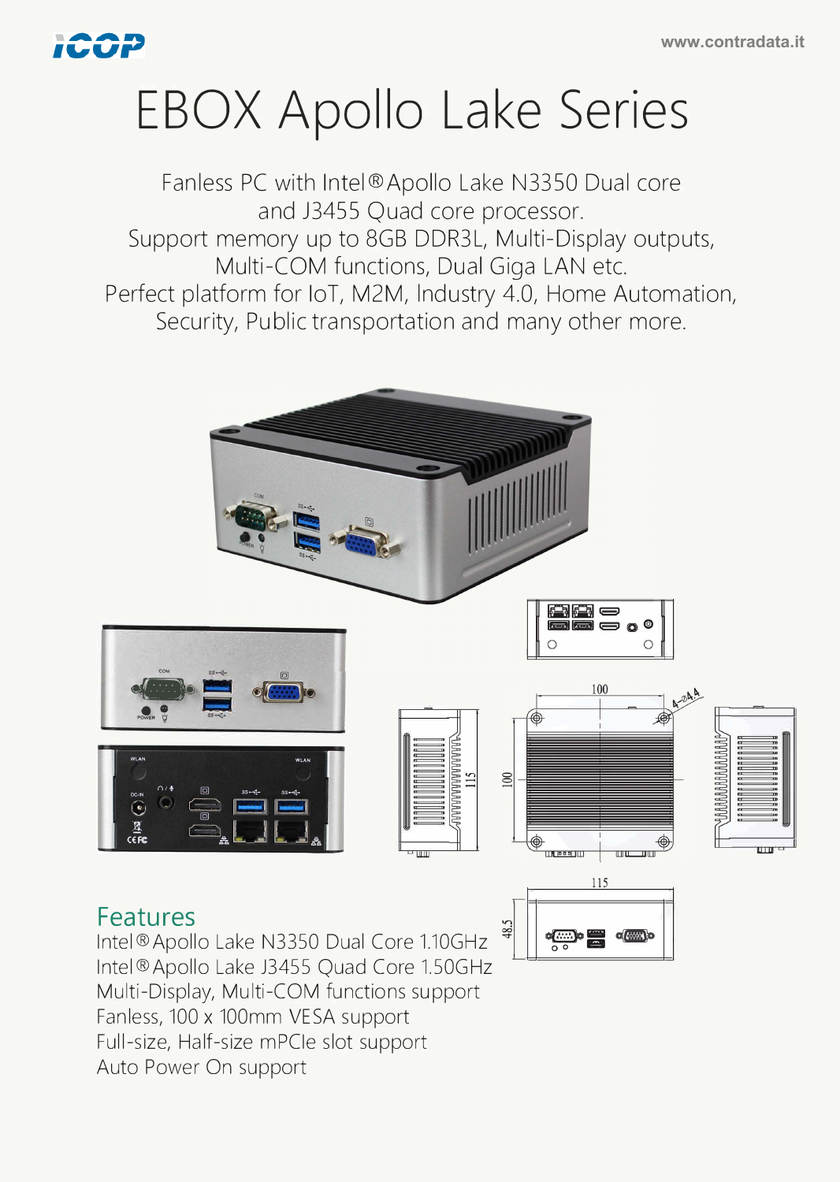# EBOX Apollo Lake Series

Fanless PC with Intel® Apollo Lake N3350 Dual core and J3455 Quad core processor.
Support memory up to 8GB DDR3L, Multi-Display outputs, Multi-COM functions, Dual Giga LAN etc.
Perfect platform for IoT, M2M, Industry 4.0, Home Automation, Security, Public transportation and many other more.

## Features

Intel® Apollo Lake N3350 Dual Core 1.10GHz
Intel® Apollo Lake J3455 Quad Core 1.50GHz
Multi-Display, Multi-COM functions support
Fanless, 100 x 100mm VESA support
Full-size, Half-size mPCIe slot support
Auto Power On support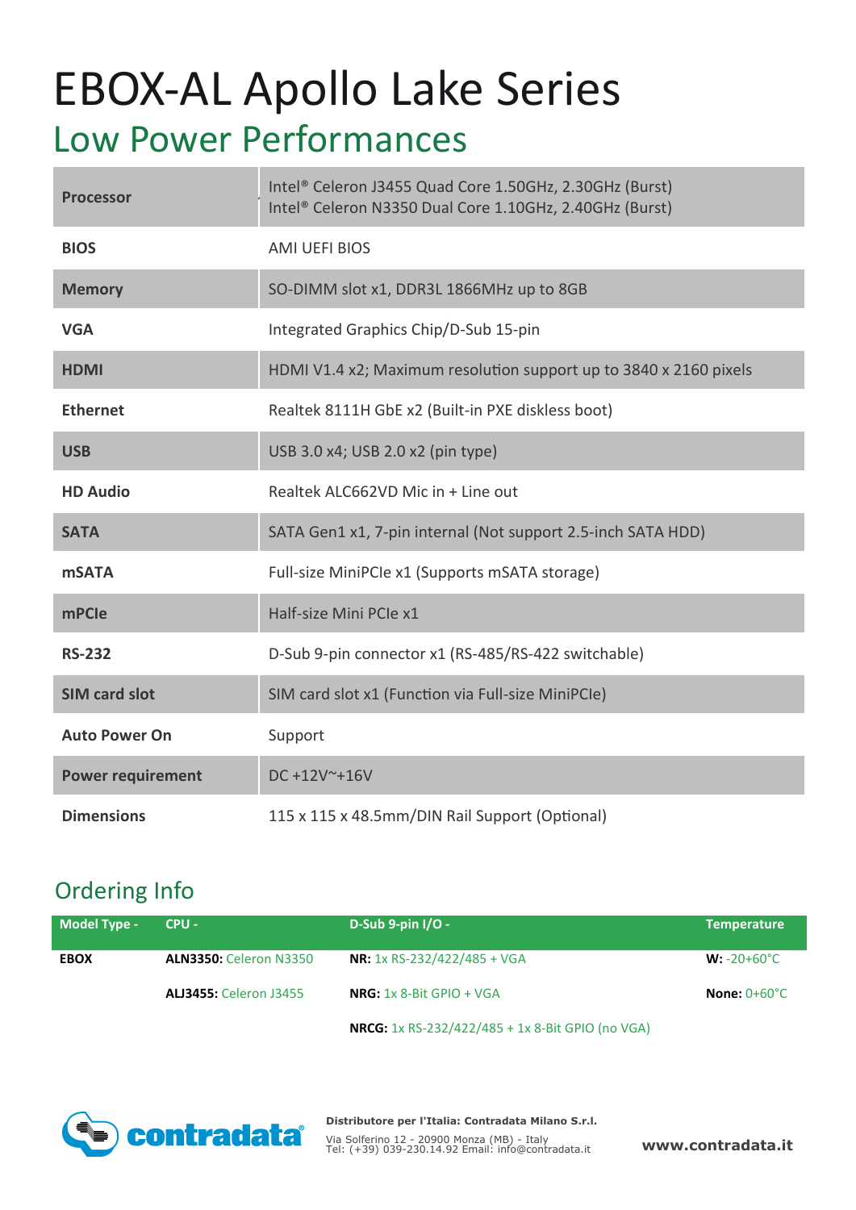# EBOX-AL Apollo Lake Series

## Low Power Performances

| | |
|---|---|
| **Processor** | Intel® Celeron J3455 Quad Core 1.50GHz, 2.30GHz (Burst)<br>Intel® Celeron N3350 Dual Core 1.10GHz, 2.40GHz (Burst) |
| **BIOS** | AMI UEFI BIOS |
| **Memory** | SO-DIMM slot x1, DDR3L 1866MHz up to 8GB |
| **VGA** | Integrated Graphics Chip/D-Sub 15-pin |
| **HDMI** | HDMI V1.4 x2; Maximum resolution support up to 3840 x 2160 pixels |
| **Ethernet** | Realtek 8111H GbE x2 (Built-in PXE diskless boot) |
| **USB** | USB 3.0 x4; USB 2.0 x2 (pin type) |
| **HD Audio** | Realtek ALC662VD Mic in + Line out |
| **SATA** | SATA Gen1 x1, 7-pin internal (Not support 2.5-inch SATA HDD) |
| **mSATA** | Full-size MiniPCIe x1 (Supports mSATA storage) |
| **mPCIe** | Half-size Mini PCIe x1 |
| **RS-232** | D-Sub 9-pin connector x1 (RS-485/RS-422 switchable) |
| **SIM card slot** | SIM card slot x1 (Function via Full-size MiniPCIe) |
| **Auto Power On** | Support |
| **Power requirement** | DC +12V~+16V |
| **Dimensions** | 115 x 115 x 48.5mm/DIN Rail Support (Optional) |

## Ordering Info

| Model Type - | CPU - | D-Sub 9-pin I/O - | Temperature |
|---|---|---|---|
| **EBOX** | **ALN3350:** Celeron N3350 | **NR:** 1x RS-232/422/485 + VGA | **W:** -20+60°C |
| | **ALJ3455:** Celeron J3455 | **NRG:** 1x 8-Bit GPIO + VGA | **None:** 0+60°C |
| | | **NRCG:** 1x RS-232/422/485 + 1x 8-Bit GPIO (no VGA) | |

contradata®

**Distributore per l'Italia: Contradata Milano S.r.l.**

Via Solferino 12 - 20900 Monza (MB) - Italy
Tel: (+39) 039-230.14.92 Email: info@contradata.it

**www.contradata.it**